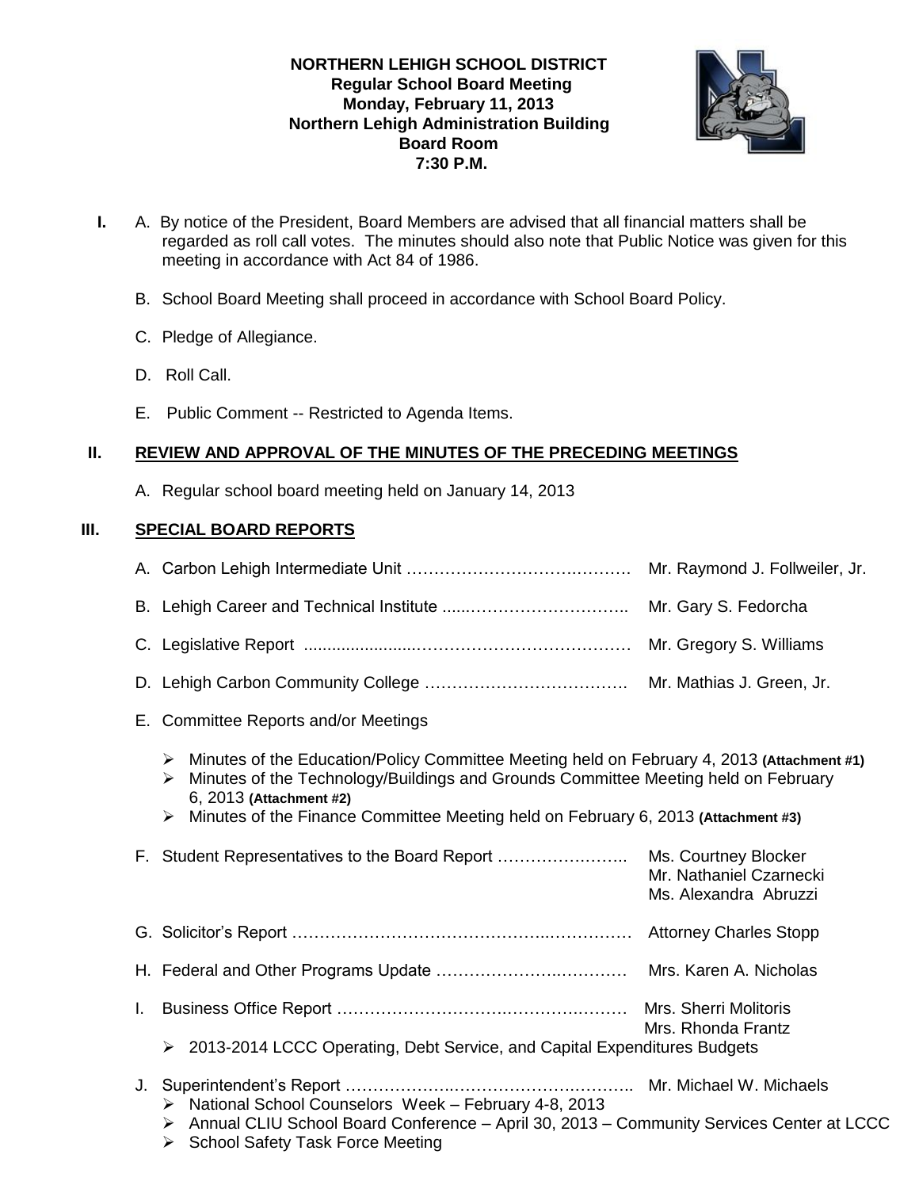**NORTHERN LEHIGH SCHOOL DISTRICT**
**Regular School Board Meeting**
**Monday, February 11, 2013**
**Northern Lehigh Administration Building**
**Board Room**
**7:30 P.M.**

**I.** A. By notice of the President, Board Members are advised that all financial matters shall be regarded as roll call votes. The minutes should also note that Public Notice was given for this meeting in accordance with Act 84 of 1986.

B. School Board Meeting shall proceed in accordance with School Board Policy.

C. Pledge of Allegiance.

D. Roll Call.

E. Public Comment -- Restricted to Agenda Items.

## II. REVIEW AND APPROVAL OF THE MINUTES OF THE PRECEDING MEETINGS

A. Regular school board meeting held on January 14, 2013

## III. SPECIAL BOARD REPORTS

A. Carbon Lehigh Intermediate Unit ………………………………………. Mr. Raymond J. Follweiler, Jr.

B. Lehigh Career and Technical Institute ......……………………….. Mr. Gary S. Fedorcha

C. Legislative Report ........................……………………………… Mr. Gregory S. Williams

D. Lehigh Carbon Community College ………………………………. Mr. Mathias J. Green, Jr.

E. Committee Reports and/or Meetings

- Minutes of the Education/Policy Committee Meeting held on February 4, 2013 **(Attachment #1)**
- Minutes of the Technology/Buildings and Grounds Committee Meeting held on February 6, 2013 **(Attachment #2)**
- Minutes of the Finance Committee Meeting held on February 6, 2013 **(Attachment #3)**

F. Student Representatives to the Board Report ………………….. Ms. Courtney Blocker
Mr. Nathaniel Czarnecki
Ms. Alexandra Abruzzi

G. Solicitor's Report ……………………………………..…………… Attorney Charles Stopp

H. Federal and Other Programs Update ……………………..………… Mrs. Karen A. Nicholas

I. Business Office Report ………………………….………….……… Mrs. Sherri Molitoris
Mrs. Rhonda Frantz

- 2013-2014 LCCC Operating, Debt Service, and Capital Expenditures Budgets

J. Superintendent's Report ……………….…………………….……….. Mr. Michael W. Michaels

- National School Counselors Week – February 4-8, 2013
- Annual CLIU School Board Conference – April 30, 2013 – Community Services Center at LCCC
- School Safety Task Force Meeting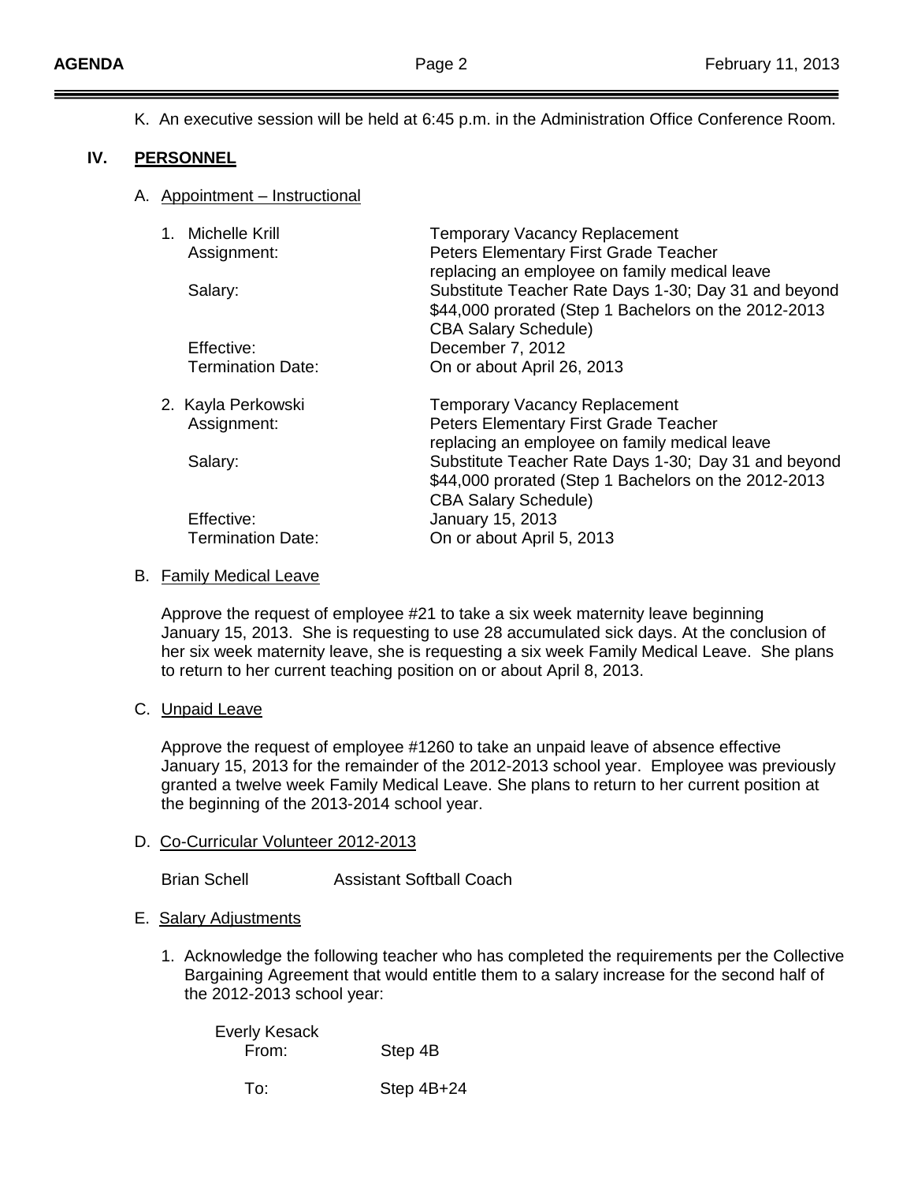K. An executive session will be held at 6:45 p.m. in the Administration Office Conference Room.

## IV. PERSONNEL

### A. Appointment – Instructional

1. Michelle Krill — Temporary Vacancy Replacement
   - Assignment: Peters Elementary First Grade Teacher replacing an employee on family medical leave
   - Salary: Substitute Teacher Rate Days 1-30; Day 31 and beyond $44,000 prorated (Step 1 Bachelors on the 2012-2013 CBA Salary Schedule)
   - Effective: December 7, 2012
   - Termination Date: On or about April 26, 2013

2. Kayla Perkowski — Temporary Vacancy Replacement
   - Assignment: Peters Elementary First Grade Teacher replacing an employee on family medical leave
   - Salary: Substitute Teacher Rate Days 1-30; Day 31 and beyond $44,000 prorated (Step 1 Bachelors on the 2012-2013 CBA Salary Schedule)
   - Effective: January 15, 2013
   - Termination Date: On or about April 5, 2013

### B. Family Medical Leave

Approve the request of employee #21 to take a six week maternity leave beginning January 15, 2013. She is requesting to use 28 accumulated sick days. At the conclusion of her six week maternity leave, she is requesting a six week Family Medical Leave. She plans to return to her current teaching position on or about April 8, 2013.

### C. Unpaid Leave

Approve the request of employee #1260 to take an unpaid leave of absence effective January 15, 2013 for the remainder of the 2012-2013 school year. Employee was previously granted a twelve week Family Medical Leave. She plans to return to her current position at the beginning of the 2013-2014 school year.

### D. Co-Curricular Volunteer 2012-2013

Brian Schell — Assistant Softball Coach

### E. Salary Adjustments

1. Acknowledge the following teacher who has completed the requirements per the Collective Bargaining Agreement that would entitle them to a salary increase for the second half of the 2012-2013 school year:

   Everly Kesack
   - From: Step 4B
   - To: Step 4B+24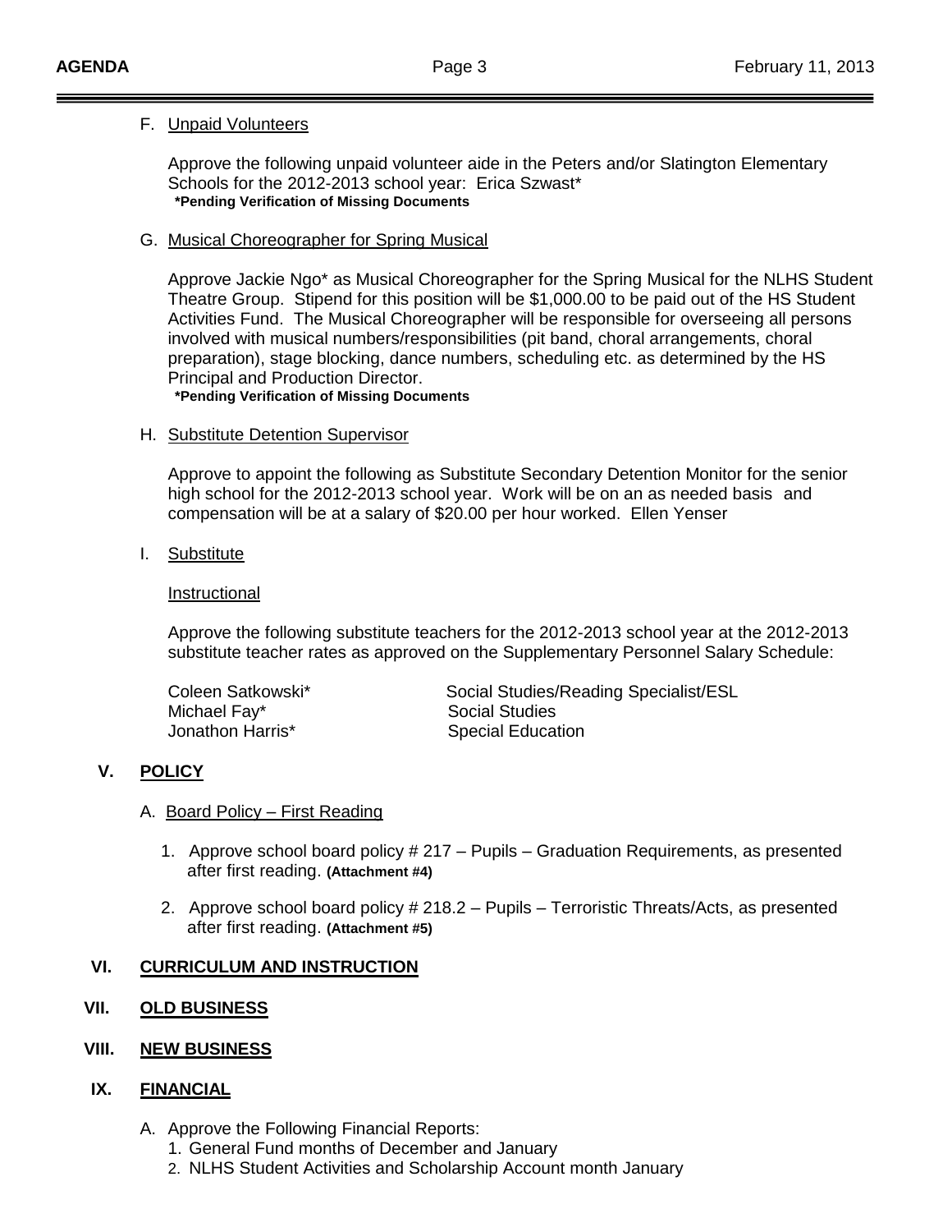F. Unpaid Volunteers

Approve the following unpaid volunteer aide in the Peters and/or Slatington Elementary Schools for the 2012-2013 school year: Erica Szwast*
**\*Pending Verification of Missing Documents**

G. Musical Choreographer for Spring Musical

Approve Jackie Ngo* as Musical Choreographer for the Spring Musical for the NLHS Student Theatre Group. Stipend for this position will be $1,000.00 to be paid out of the HS Student Activities Fund. The Musical Choreographer will be responsible for overseeing all persons involved with musical numbers/responsibilities (pit band, choral arrangements, choral preparation), stage blocking, dance numbers, scheduling etc. as determined by the HS Principal and Production Director.
**\*Pending Verification of Missing Documents**

H. Substitute Detention Supervisor

Approve to appoint the following as Substitute Secondary Detention Monitor for the senior high school for the 2012-2013 school year. Work will be on an as needed basis and compensation will be at a salary of $20.00 per hour worked. Ellen Yenser

I. Substitute

Instructional

Approve the following substitute teachers for the 2012-2013 school year at the 2012-2013 substitute teacher rates as approved on the Supplementary Personnel Salary Schedule:

| | |
|---|---|
| Coleen Satkowski* | Social Studies/Reading Specialist/ESL |
| Michael Fay* | Social Studies |
| Jonathon Harris* | Special Education |

## V. POLICY

A. Board Policy – First Reading

1. Approve school board policy # 217 – Pupils – Graduation Requirements, as presented after first reading. **(Attachment #4)**
2. Approve school board policy # 218.2 – Pupils – Terroristic Threats/Acts, as presented after first reading. **(Attachment #5)**

## VI. CURRICULUM AND INSTRUCTION

## VII. OLD BUSINESS

## VIII. NEW BUSINESS

## IX. FINANCIAL

A. Approve the Following Financial Reports:
1. General Fund months of December and January
2. NLHS Student Activities and Scholarship Account month January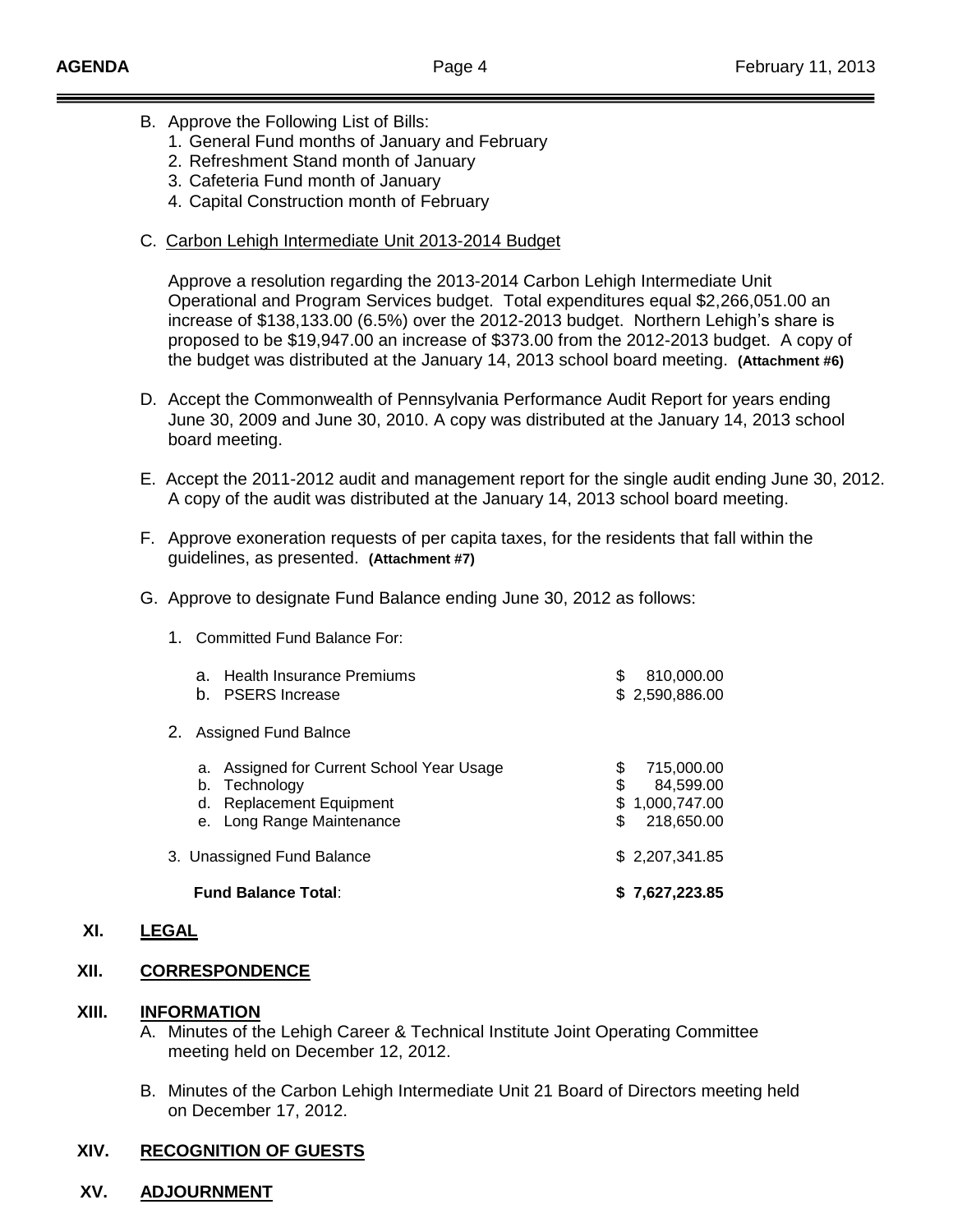B. Approve the Following List of Bills:
   1. General Fund months of January and February
   2. Refreshment Stand month of January
   3. Cafeteria Fund month of January
   4. Capital Construction month of February

C. Carbon Lehigh Intermediate Unit 2013-2014 Budget

   Approve a resolution regarding the 2013-2014 Carbon Lehigh Intermediate Unit Operational and Program Services budget. Total expenditures equal $2,266,051.00 an increase of $138,133.00 (6.5%) over the 2012-2013 budget. Northern Lehigh's share is proposed to be $19,947.00 an increase of $373.00 from the 2012-2013 budget. A copy of the budget was distributed at the January 14, 2013 school board meeting. **(Attachment #6)**

D. Accept the Commonwealth of Pennsylvania Performance Audit Report for years ending June 30, 2009 and June 30, 2010. A copy was distributed at the January 14, 2013 school board meeting.

E. Accept the 2011-2012 audit and management report for the single audit ending June 30, 2012. A copy of the audit was distributed at the January 14, 2013 school board meeting.

F. Approve exoneration requests of per capita taxes, for the residents that fall within the guidelines, as presented. **(Attachment #7)**

G. Approve to designate Fund Balance ending June 30, 2012 as follows:

| | |
|---|---|
| 1. Committed Fund Balance For: | |
| a. Health Insurance Premiums | $ 810,000.00 |
| b. PSERS Increase | $ 2,590,886.00 |
| 2. Assigned Fund Balnce | |
| a. Assigned for Current School Year Usage | $ 715,000.00 |
| b. Technology | $ 84,599.00 |
| d. Replacement Equipment | $ 1,000,747.00 |
| e. Long Range Maintenance | $ 218,650.00 |
| 3. Unassigned Fund Balance | $ 2,207,341.85 |
| **Fund Balance Total**: | **$ 7,627,223.85** |

## XI. LEGAL

## XII. CORRESPONDENCE

## XIII. INFORMATION

A. Minutes of the Lehigh Career & Technical Institute Joint Operating Committee meeting held on December 12, 2012.

B. Minutes of the Carbon Lehigh Intermediate Unit 21 Board of Directors meeting held on December 17, 2012.

## XIV. RECOGNITION OF GUESTS

## XV. ADJOURNMENT